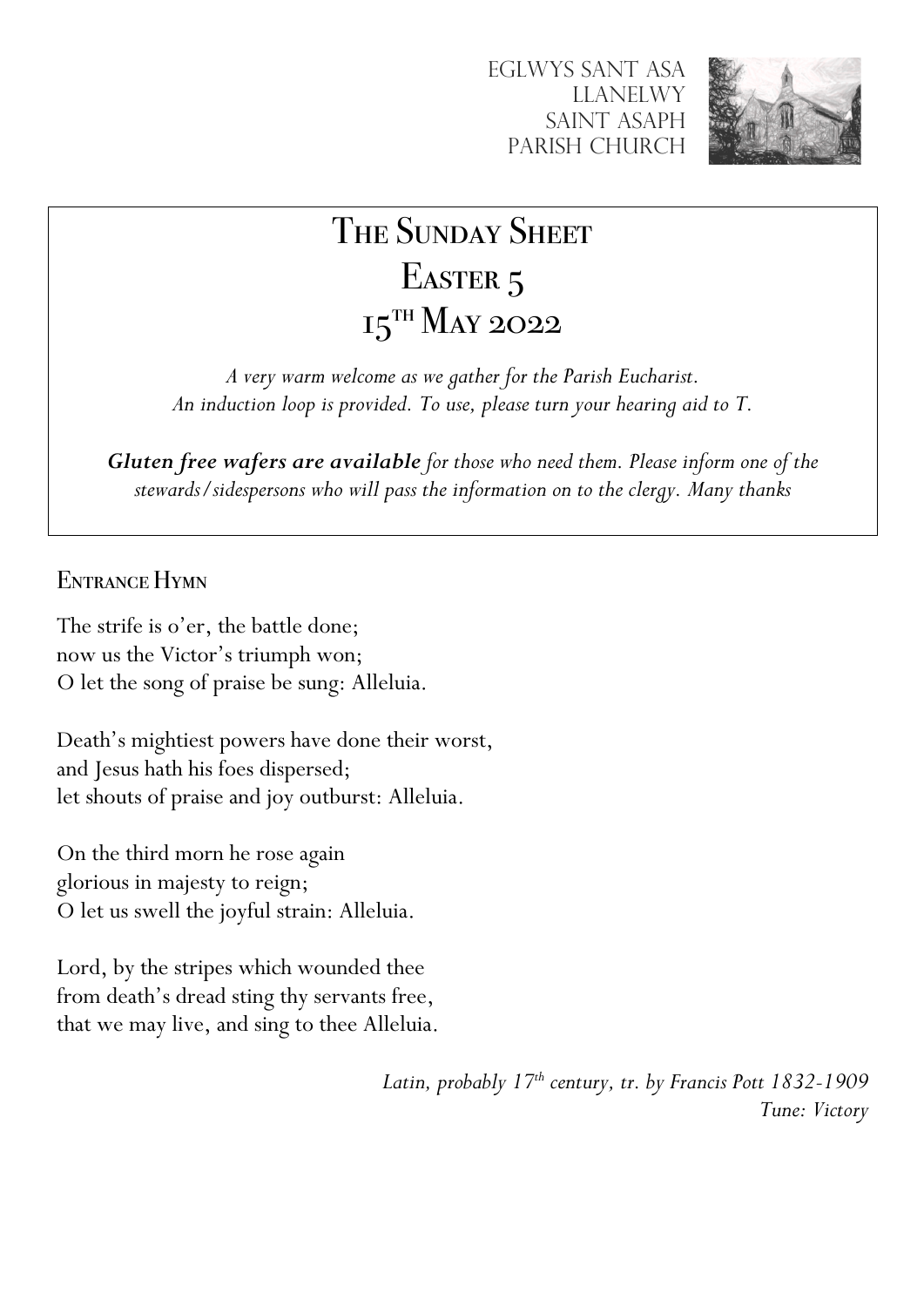Eglwys Sant Asa
Llanelwy
Saint Asaph
Parish Church

# The Sunday Sheet
# Easter 5
# 15th May 2022

*A very warm welcome as we gather for the Parish Eucharist.*
*An induction loop is provided. To use, please turn your hearing aid to T.*

***Gluten free wafers are available*** *for those who need them. Please inform one of the stewards/sidespersons who will pass the information on to the clergy. Many thanks*

## Entrance Hymn

The strife is o'er, the battle done;
now us the Victor's triumph won;
O let the song of praise be sung: Alleluia.

Death's mightiest powers have done their worst,
and Jesus hath his foes dispersed;
let shouts of praise and joy outburst: Alleluia.

On the third morn he rose again
glorious in majesty to reign;
O let us swell the joyful strain: Alleluia.

Lord, by the stripes which wounded thee
from death's dread sting thy servants free,
that we may live, and sing to thee Alleluia.

*Latin, probably 17th century, tr. by Francis Pott 1832-1909*
*Tune: Victory*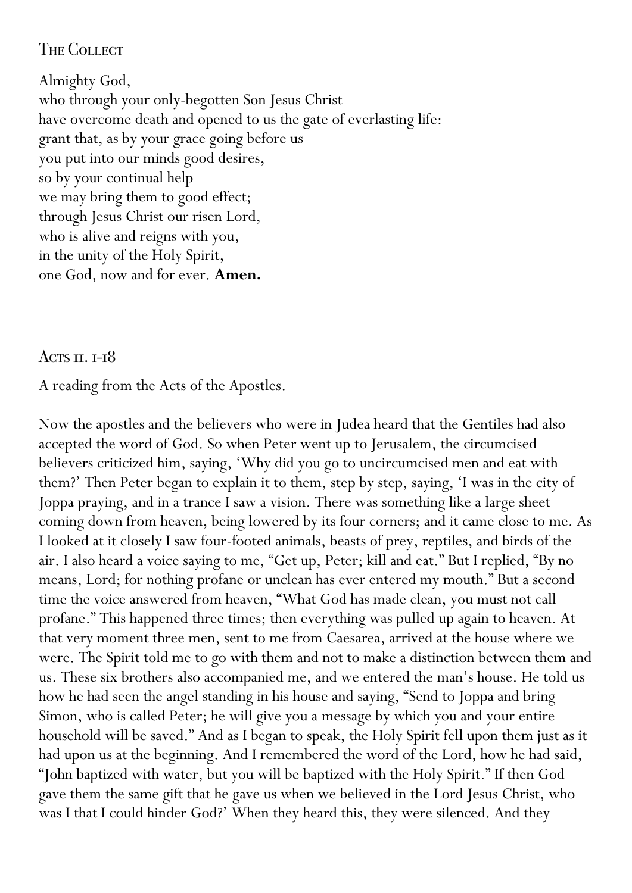## The Collect

Almighty God,  
who through your only-begotten Son Jesus Christ  
have overcome death and opened to us the gate of everlasting life:  
grant that, as by your grace going before us  
you put into our minds good desires,  
so by your continual help  
we may bring them to good effect;  
through Jesus Christ our risen Lord,  
who is alive and reigns with you,  
in the unity of the Holy Spirit,  
one God, now and for ever. **Amen.**

## Acts 11. 1-18

A reading from the Acts of the Apostles.

Now the apostles and the believers who were in Judea heard that the Gentiles had also accepted the word of God. So when Peter went up to Jerusalem, the circumcised believers criticized him, saying, 'Why did you go to uncircumcised men and eat with them?' Then Peter began to explain it to them, step by step, saying, 'I was in the city of Joppa praying, and in a trance I saw a vision. There was something like a large sheet coming down from heaven, being lowered by its four corners; and it came close to me. As I looked at it closely I saw four-footed animals, beasts of prey, reptiles, and birds of the air. I also heard a voice saying to me, "Get up, Peter; kill and eat." But I replied, "By no means, Lord; for nothing profane or unclean has ever entered my mouth." But a second time the voice answered from heaven, "What God has made clean, you must not call profane." This happened three times; then everything was pulled up again to heaven. At that very moment three men, sent to me from Caesarea, arrived at the house where we were. The Spirit told me to go with them and not to make a distinction between them and us. These six brothers also accompanied me, and we entered the man's house. He told us how he had seen the angel standing in his house and saying, "Send to Joppa and bring Simon, who is called Peter; he will give you a message by which you and your entire household will be saved." And as I began to speak, the Holy Spirit fell upon them just as it had upon us at the beginning. And I remembered the word of the Lord, how he had said, "John baptized with water, but you will be baptized with the Holy Spirit." If then God gave them the same gift that he gave us when we believed in the Lord Jesus Christ, who was I that I could hinder God?' When they heard this, they were silenced. And they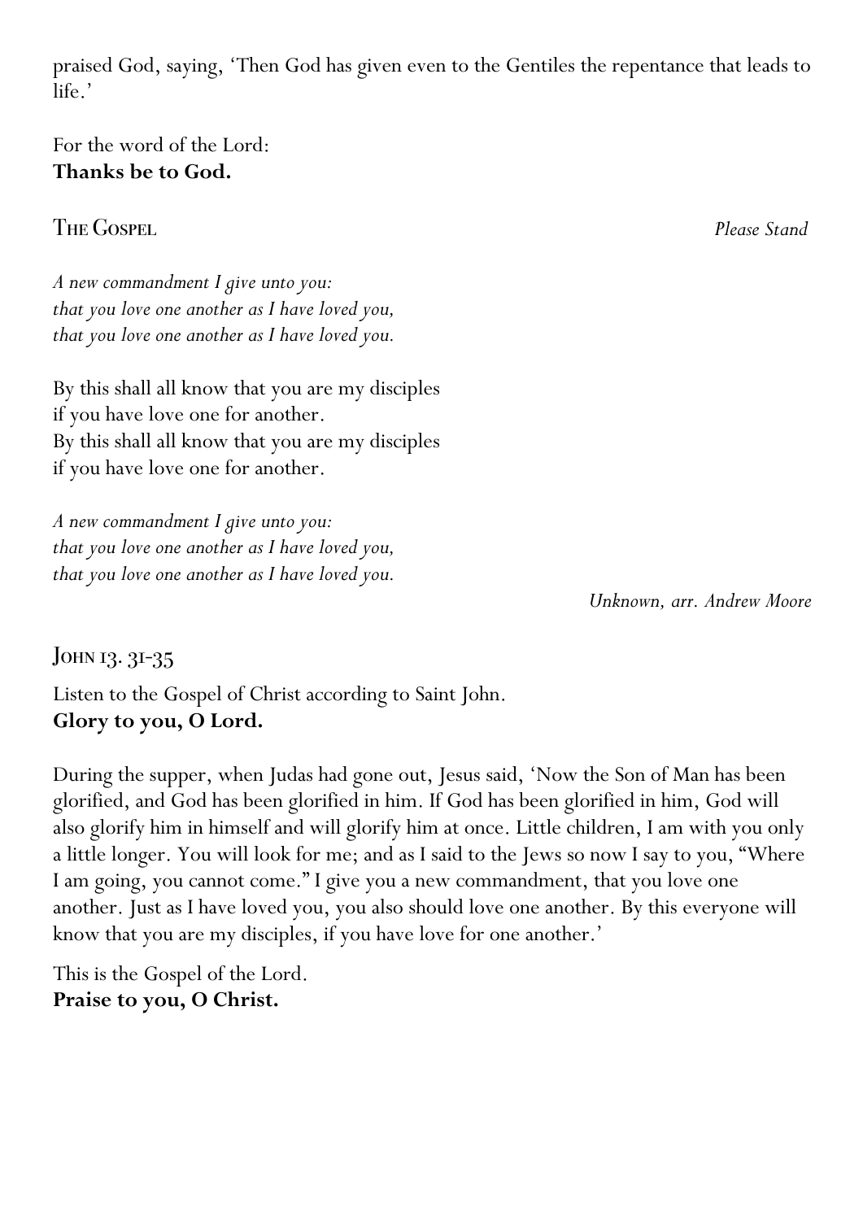praised God, saying, 'Then God has given even to the Gentiles the repentance that leads to life.'

For the word of the Lord:
**Thanks be to God.**

## The Gospel

*Please Stand*

*A new commandment I give unto you:*
*that you love one another as I have loved you,*
*that you love one another as I have loved you.*

By this shall all know that you are my disciples
if you have love one for another.
By this shall all know that you are my disciples
if you have love one for another.

*A new commandment I give unto you:*
*that you love one another as I have loved you,*
*that you love one another as I have loved you.*

*Unknown, arr. Andrew Moore*

## John 13. 31-35

Listen to the Gospel of Christ according to Saint John.
**Glory to you, O Lord.**

During the supper, when Judas had gone out, Jesus said, 'Now the Son of Man has been glorified, and God has been glorified in him. If God has been glorified in him, God will also glorify him in himself and will glorify him at once. Little children, I am with you only a little longer. You will look for me; and as I said to the Jews so now I say to you, "Where I am going, you cannot come." I give you a new commandment, that you love one another. Just as I have loved you, you also should love one another. By this everyone will know that you are my disciples, if you have love for one another.'

This is the Gospel of the Lord.
**Praise to you, O Christ.**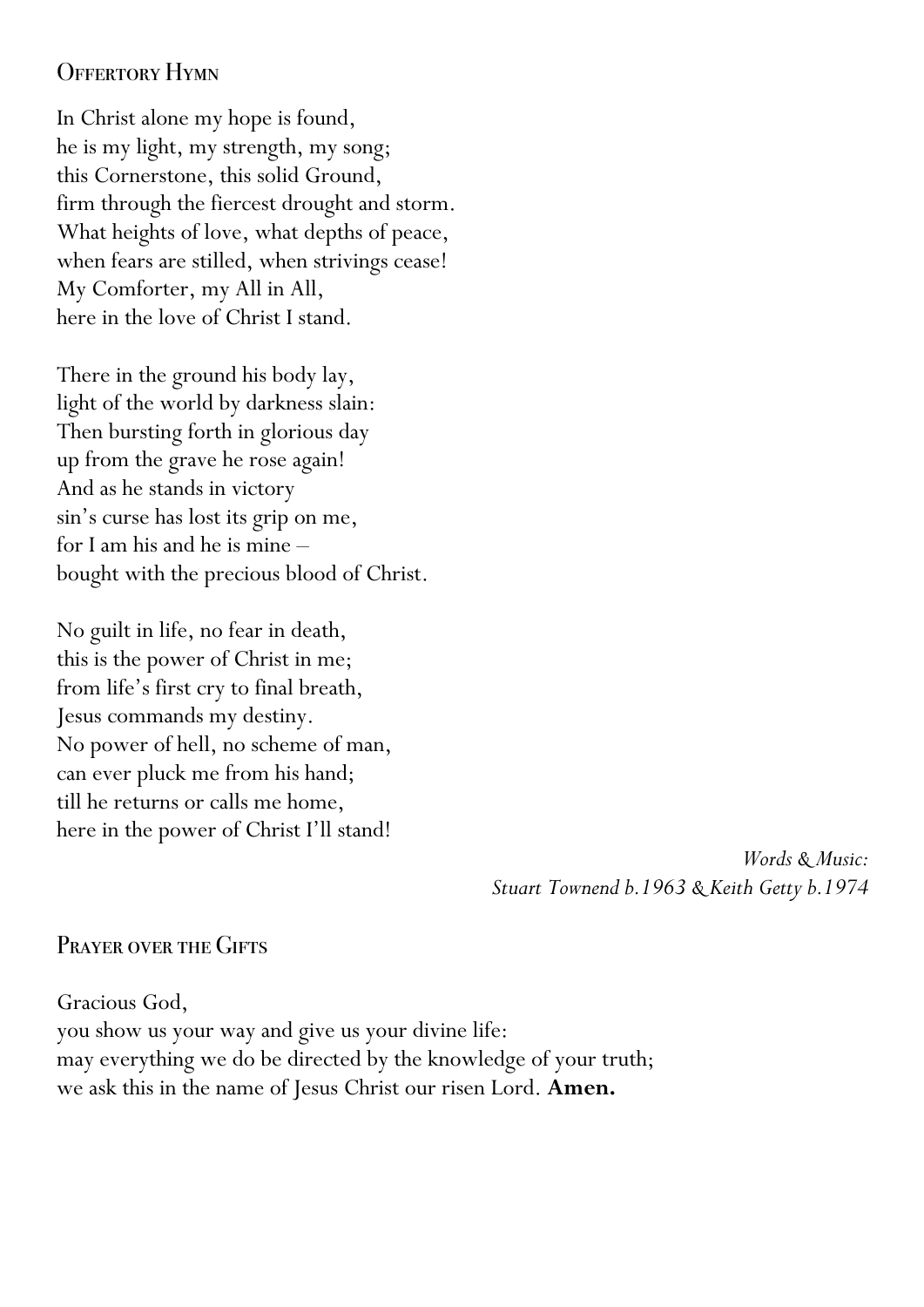## Offertory Hymn

In Christ alone my hope is found,
he is my light, my strength, my song;
this Cornerstone, this solid Ground,
firm through the fiercest drought and storm.
What heights of love, what depths of peace,
when fears are stilled, when strivings cease!
My Comforter, my All in All,
here in the love of Christ I stand.

There in the ground his body lay,
light of the world by darkness slain:
Then bursting forth in glorious day
up from the grave he rose again!
And as he stands in victory
sin's curse has lost its grip on me,
for I am his and he is mine –
bought with the precious blood of Christ.

No guilt in life, no fear in death,
this is the power of Christ in me;
from life's first cry to final breath,
Jesus commands my destiny.
No power of hell, no scheme of man,
can ever pluck me from his hand;
till he returns or calls me home,
here in the power of Christ I'll stand!

*Words & Music:*
*Stuart Townend b.1963 & Keith Getty b.1974*

## Prayer over the Gifts

Gracious God,
you show us your way and give us your divine life:
may everything we do be directed by the knowledge of your truth;
we ask this in the name of Jesus Christ our risen Lord. **Amen.**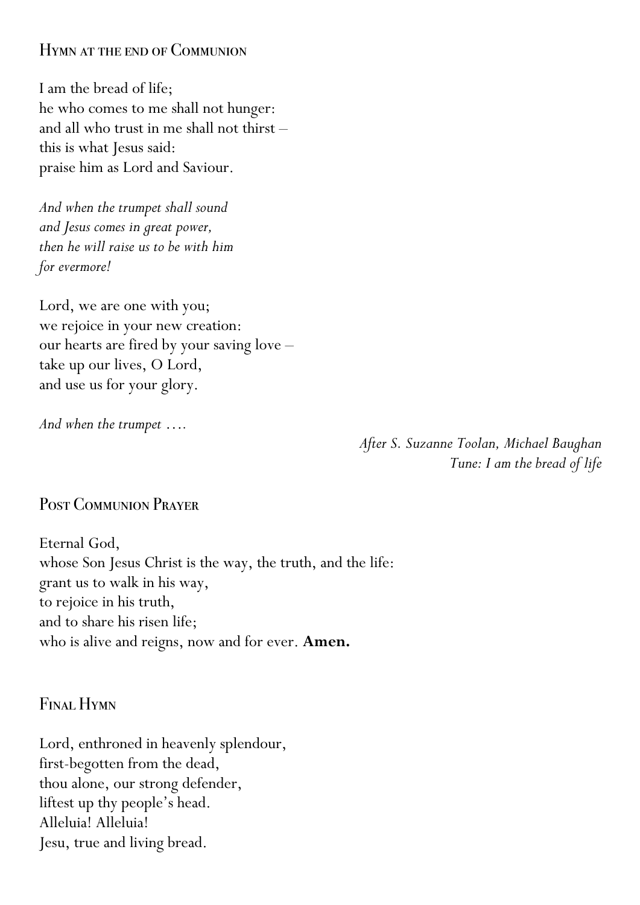## Hymn at the end of Communion

I am the bread of life;  
he who comes to me shall not hunger:  
and all who trust in me shall not thirst –  
this is what Jesus said:  
praise him as Lord and Saviour.

*And when the trumpet shall sound*  
*and Jesus comes in great power,*  
*then he will raise us to be with him*  
*for evermore!*

Lord, we are one with you;  
we rejoice in your new creation:  
our hearts are fired by your saving love –  
take up our lives, O Lord,  
and use us for your glory.

*And when the trumpet ….*

*After S. Suzanne Toolan, Michael Baughan*  
*Tune: I am the bread of life*

## Post Communion Prayer

Eternal God,  
whose Son Jesus Christ is the way, the truth, and the life:  
grant us to walk in his way,  
to rejoice in his truth,  
and to share his risen life;  
who is alive and reigns, now and for ever. **Amen.**

## Final Hymn

Lord, enthroned in heavenly splendour,  
first-begotten from the dead,  
thou alone, our strong defender,  
liftest up thy people's head.  
Alleluia! Alleluia!  
Jesu, true and living bread.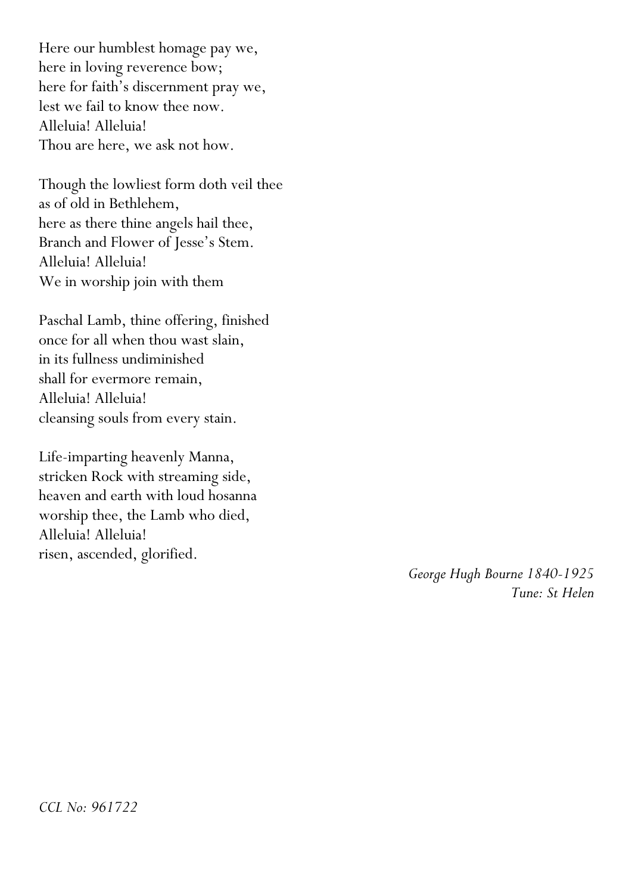Here our humblest homage pay we,
here in loving reverence bow;
here for faith's discernment pray we,
lest we fail to know thee now.
Alleluia! Alleluia!
Thou are here, we ask not how.

Though the lowliest form doth veil thee
as of old in Bethlehem,
here as there thine angels hail thee,
Branch and Flower of Jesse's Stem.
Alleluia! Alleluia!
We in worship join with them

Paschal Lamb, thine offering, finished
once for all when thou wast slain,
in its fullness undiminished
shall for evermore remain,
Alleluia! Alleluia!
cleansing souls from every stain.

Life-imparting heavenly Manna,
stricken Rock with streaming side,
heaven and earth with loud hosanna
worship thee, the Lamb who died,
Alleluia! Alleluia!
risen, ascended, glorified.

*George Hugh Bourne 1840-1925*
*Tune: St Helen*

*CCL No: 961722*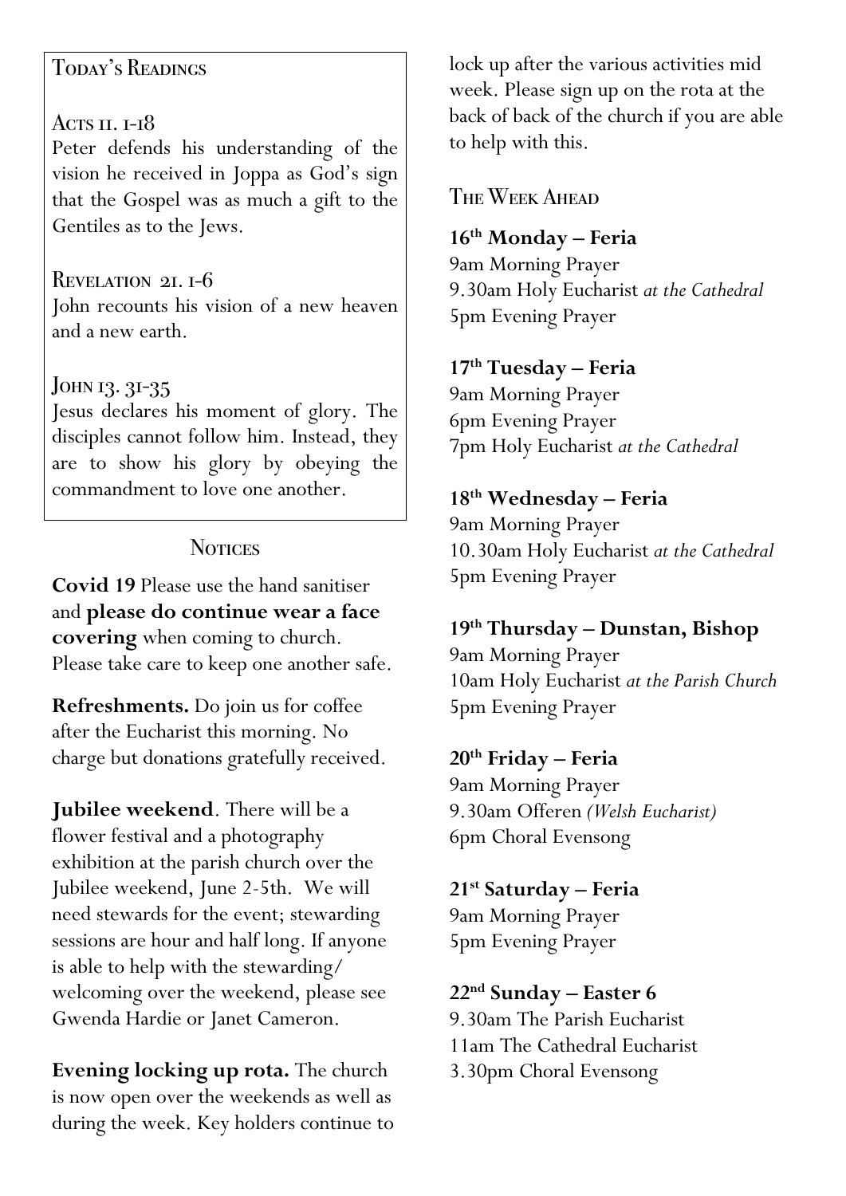## Today's Readings

### Acts 11. 1-18

Peter defends his understanding of the vision he received in Joppa as God's sign that the Gospel was as much a gift to the Gentiles as to the Jews.

### Revelation 21. 1-6

John recounts his vision of a new heaven and a new earth.

### John 13. 31-35

Jesus declares his moment of glory. The disciples cannot follow him. Instead, they are to show his glory by obeying the commandment to love one another.

## Notices

**Covid 19** Please use the hand sanitiser and **please do continue wear a face covering** when coming to church. Please take care to keep one another safe.

**Refreshments.** Do join us for coffee after the Eucharist this morning. No charge but donations gratefully received.

**Jubilee weekend**. There will be a flower festival and a photography exhibition at the parish church over the Jubilee weekend, June 2-5th. We will need stewards for the event; stewarding sessions are hour and half long. If anyone is able to help with the stewarding/ welcoming over the weekend, please see Gwenda Hardie or Janet Cameron.

**Evening locking up rota.** The church is now open over the weekends as well as during the week. Key holders continue to lock up after the various activities mid week. Please sign up on the rota at the back of back of the church if you are able to help with this.

## The Week Ahead

**16th Monday – Feria**
9am Morning Prayer
9.30am Holy Eucharist *at the Cathedral*
5pm Evening Prayer

**17th Tuesday – Feria**
9am Morning Prayer
6pm Evening Prayer
7pm Holy Eucharist *at the Cathedral*

**18th Wednesday – Feria**
9am Morning Prayer
10.30am Holy Eucharist *at the Cathedral*
5pm Evening Prayer

**19th Thursday – Dunstan, Bishop**
9am Morning Prayer
10am Holy Eucharist *at the Parish Church*
5pm Evening Prayer

**20th Friday – Feria**
9am Morning Prayer
9.30am Offeren *(Welsh Eucharist)*
6pm Choral Evensong

**21st Saturday – Feria**
9am Morning Prayer
5pm Evening Prayer

**22nd Sunday – Easter 6**
9.30am The Parish Eucharist
11am The Cathedral Eucharist
3.30pm Choral Evensong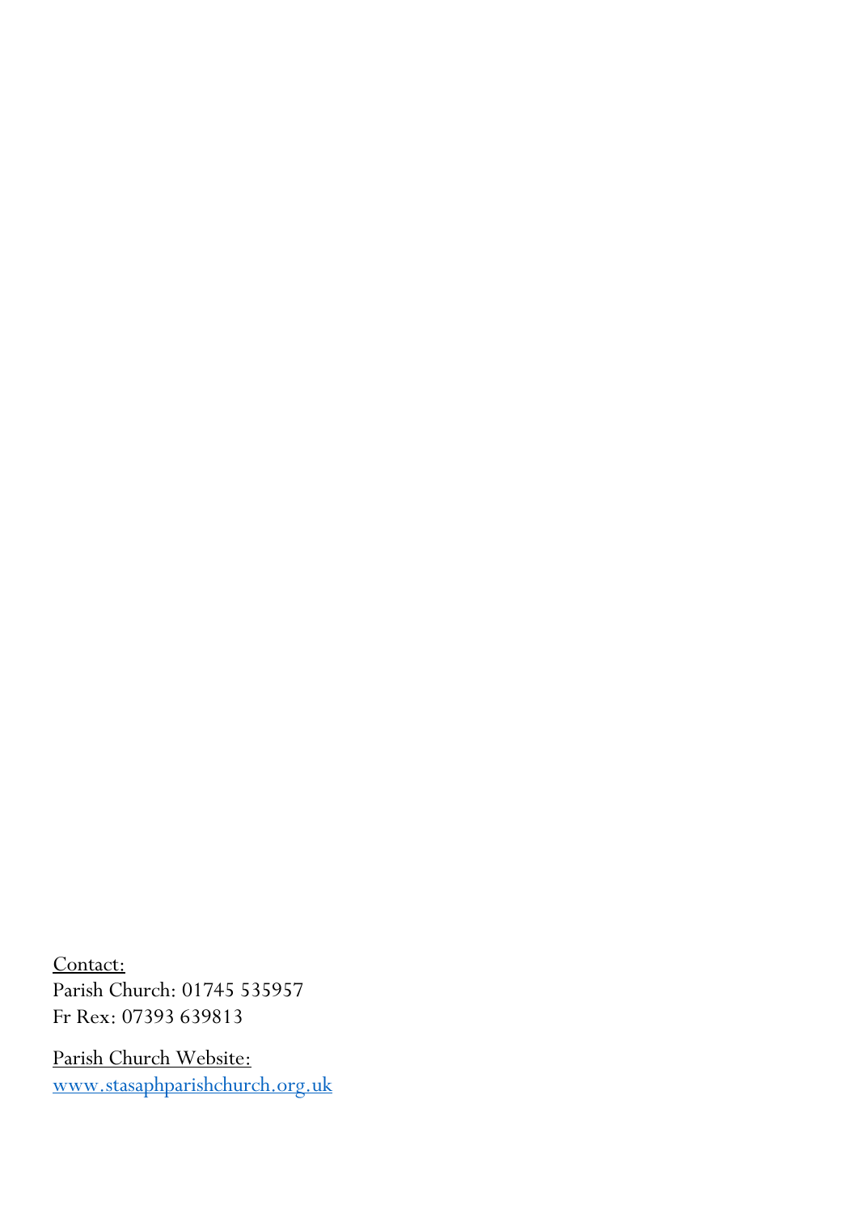Contact:
Parish Church: 01745 535957
Fr Rex: 07393 639813

Parish Church Website:
[www.stasaphparishchurch.org.uk](http://www.stasaphparishchurch.org.uk)